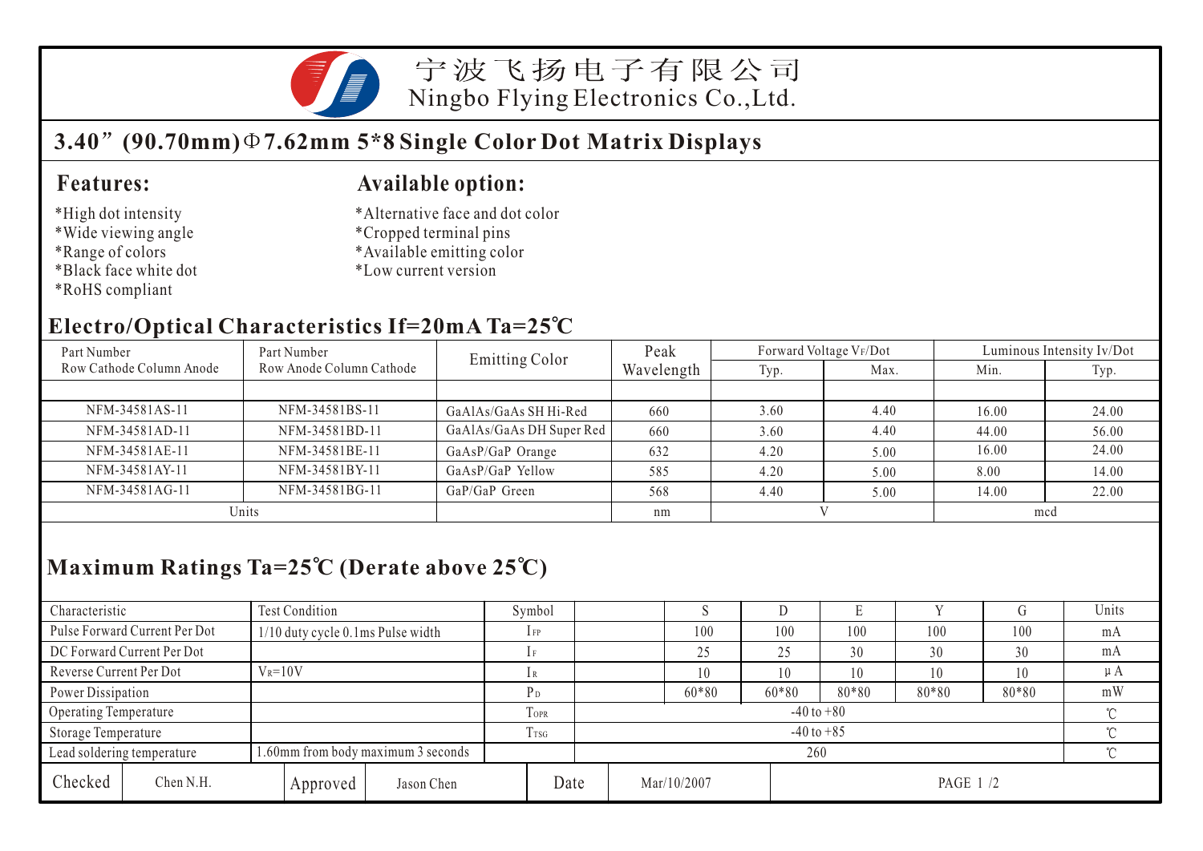宁波飞扬电子有限公司
Ningbo Flying Electronics Co.,Ltd.

## 3.40”(90.70mm)Φ7.62mm 5*8 Single Color Dot Matrix Displays

### Features:

*High dot intensity
*Wide viewing angle
*Range of colors
*Black face white dot
*RoHS compliant

### Available option:

*Alternative face and dot color
*Cropped terminal pins
*Available emitting color
*Low current version

### Electro/Optical Characteristics If=20mA Ta=25℃

| Part Number Row Cathode Column Anode | Part Number Row Anode Column Cathode | Emitting Color | Peak Wavelength | Forward Voltage $V_F$/Dot | | Luminous Intensity Iv/Dot | |
|---|---|---|---|---|---|---|---|
| | | | | Typ. | Max. | Min. | Typ. |
| NFM-34581AS-11 | NFM-34581BS-11 | GaAlAs/GaAs SH Hi-Red | 660 | 3.60 | 4.40 | 16.00 | 24.00 |
| NFM-34581AD-11 | NFM-34581BD-11 | GaAlAs/GaAs DH Super Red | 660 | 3.60 | 4.40 | 44.00 | 56.00 |
| NFM-34581AE-11 | NFM-34581BE-11 | GaAsP/GaP Orange | 632 | 4.20 | 5.00 | 16.00 | 24.00 |
| NFM-34581AY-11 | NFM-34581BY-11 | GaAsP/GaP Yellow | 585 | 4.20 | 5.00 | 8.00 | 14.00 |
| NFM-34581AG-11 | NFM-34581BG-11 | GaP/GaP Green | 568 | 4.40 | 5.00 | 14.00 | 22.00 |
| Units | | | nm | V | | mcd | |

### Maximum Ratings Ta=25℃ (Derate above 25℃)

| Characteristic | Test Condition | Symbol | S | D | E | Y | G | Units |
|---|---|---|---|---|---|---|---|---|
| Pulse Forward Current Per Dot | 1/10 duty cycle 0.1ms Pulse width | $I_{FP}$ | 100 | 100 | 100 | 100 | 100 | mA |
| DC Forward Current Per Dot | | $I_F$ | 25 | 25 | 30 | 30 | 30 | mA |
| Reverse Current Per Dot | $V_R$=10V | $I_R$ | 10 | 10 | 10 | 10 | 10 | μA |
| Power Dissipation | | $P_D$ | 60*80 | 60*80 | 80*80 | 80*80 | 80*80 | mW |
| Operating Temperature | | $T_{OPR}$ | -40 to +80 | | | | | ℃ |
| Storage Temperature | | $T_{TSG}$ | -40 to +85 | | | | | ℃ |
| Lead soldering temperature | 1.60mm from body maximum 3 seconds | | 260 | | | | | ℃ |

| Checked | Chen N.H. | Approved | Jason Chen | Date | Mar/10/2007 |
|---|---|---|---|---|---|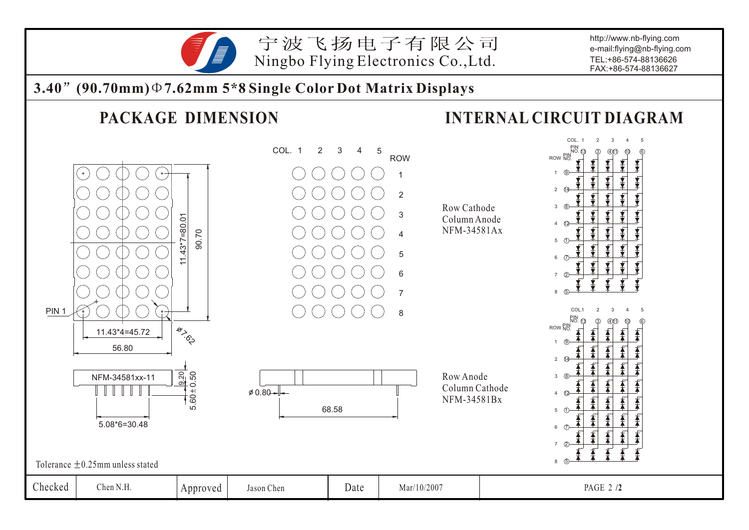宁波飞扬电子有限公司
Ningbo Flying Electronics Co.,Ltd.

http://www.nb-flying.com
e-mail:flying@nb-flying.com
TEL:+86-574-88136626
FAX:+86-574-88136627

## 3.40”(90.70mm)Φ7.62mm 5*8 Single Color Dot Matrix Displays

## PACKAGE DIMENSION

PIN 1

11.43*7=80.01

90.70

11.43*4=45.72

56.80

Φ7.62

NFM-34581xx-11

9.20

5.60±0.50

5.08*6=30.48

COL. 1 2 3 4 5

ROW 1 2 3 4 5 6 7 8

ø0.80

68.58

Tolerance ±0.25mm unless stated

## INTERNAL CIRCUIT DIAGRAM

Row Cathode
Column Anode
NFM-34581Ax

COL. 1 2 3 4 5
PIN NO. 13 3 4 11 10 6
ROW PIN NO.
1 9
2 14
3 8
4 12
5 1
6 7
7 2
8 5

Row Anode
Column Cathode
NFM-34581Bx

COL. 1 2 3 4 5
PIN NO. 13 3 4 11 10 6
ROW PIN NO.
1 9
2 14
3 8
4 12
5 1
6 7
7 2
8 5

| Checked | Chen N.H. | Approved | Jason Chen | Date | Mar/10/2007 | PAGE 2 /2 |
|---|---|---|---|---|---|---|